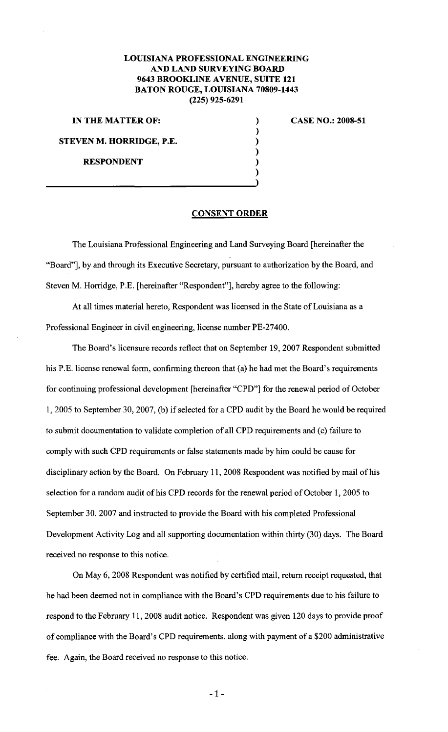**LOUISIANA PROFESSIONAL ENGINEERING AND LAND SURVEYING BOARD**
**9643 BROOKLINE AVENUE, SUITE 121**
**BATON ROUGE, LOUISIANA 70809-1443**
**(225) 925-6291**

| | | |
|---|---|---|
| **IN THE MATTER OF:** | ) | **CASE NO.: 2008-51** |
| | ) | |
| **STEVEN M. HORRIDGE, P.E.** | ) | |
| | ) | |
| **RESPONDENT** | ) | |
| | ) | |
| | ) | |

## CONSENT ORDER

The Louisiana Professional Engineering and Land Surveying Board [hereinafter the "Board"], by and through its Executive Secretary, pursuant to authorization by the Board, and Steven M. Horridge, P.E. [hereinafter "Respondent"], hereby agree to the following:

At all times material hereto, Respondent was licensed in the State of Louisiana as a Professional Engineer in civil engineering, license number PE-27400.

The Board's licensure records reflect that on September 19, 2007 Respondent submitted his P.E. license renewal form, confirming thereon that (a) he had met the Board's requirements for continuing professional development [hereinafter "CPD"] for the renewal period of October 1, 2005 to September 30, 2007, (b) if selected for a CPD audit by the Board he would be required to submit documentation to validate completion of all CPD requirements and (c) failure to comply with such CPD requirements or false statements made by him could be cause for disciplinary action by the Board. On February 11, 2008 Respondent was notified by mail of his selection for a random audit of his CPD records for the renewal period of October 1, 2005 to September 30, 2007 and instructed to provide the Board with his completed Professional Development Activity Log and all supporting documentation within thirty (30) days. The Board received no response to this notice.

On May 6, 2008 Respondent was notified by certified mail, return receipt requested, that he had been deemed not in compliance with the Board's CPD requirements due to his failure to respond to the February 11, 2008 audit notice. Respondent was given 120 days to provide proof of compliance with the Board's CPD requirements, along with payment of a $200 administrative fee. Again, the Board received no response to this notice.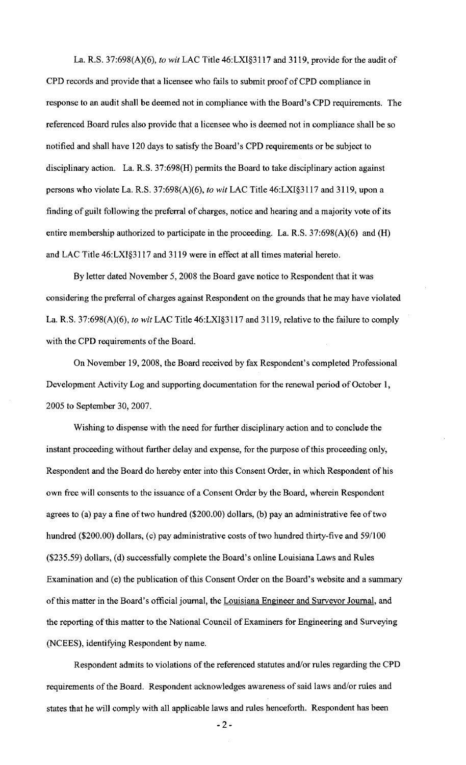La. R.S. 37:698(A)(6), *to wit* LAC Title 46:LXI§3117 and 3119, provide for the audit of CPD records and provide that a licensee who fails to submit proof of CPD compliance in response to an audit shall be deemed not in compliance with the Board's CPD requirements. The referenced Board rules also provide that a licensee who is deemed not in compliance shall be so notified and shall have 120 days to satisfy the Board's CPD requirements or be subject to disciplinary action. La. R.S. 37:698(H) permits the Board to take disciplinary action against persons who violate La. R.S. 37:698(A)(6), *to wit* LAC Title 46:LXI§3117 and 3119, upon a finding of guilt following the preferral of charges, notice and hearing and a majority vote of its entire membership authorized to participate in the proceeding. La. R.S. 37:698(A)(6) and (H) and LAC Title 46:LXI§3117 and 3119 were in effect at all times material hereto.

By letter dated November 5, 2008 the Board gave notice to Respondent that it was considering the preferral of charges against Respondent on the grounds that he may have violated La. R.S. 37:698(A)(6), *to wit* LAC Title 46:LXI§3117 and 3119, relative to the failure to comply with the CPD requirements of the Board.

On November 19, 2008, the Board received by fax Respondent's completed Professional Development Activity Log and supporting documentation for the renewal period of October 1, 2005 to September 30, 2007.

Wishing to dispense with the need for further disciplinary action and to conclude the instant proceeding without further delay and expense, for the purpose of this proceeding only, Respondent and the Board do hereby enter into this Consent Order, in which Respondent of his own free will consents to the issuance of a Consent Order by the Board, wherein Respondent agrees to (a) pay a fine of two hundred ($200.00) dollars, (b) pay an administrative fee of two hundred ($200.00) dollars, (c) pay administrative costs of two hundred thirty-five and 59/100 ($235.59) dollars, (d) successfully complete the Board's online Louisiana Laws and Rules Examination and (e) the publication of this Consent Order on the Board's website and a summary of this matter in the Board's official journal, the Louisiana Engineer and Surveyor Journal, and the reporting of this matter to the National Council of Examiners for Engineering and Surveying (NCEES), identifying Respondent by name.

Respondent admits to violations of the referenced statutes and/or rules regarding the CPD requirements of the Board. Respondent acknowledges awareness of said laws and/or rules and states that he will comply with all applicable laws and rules henceforth. Respondent has been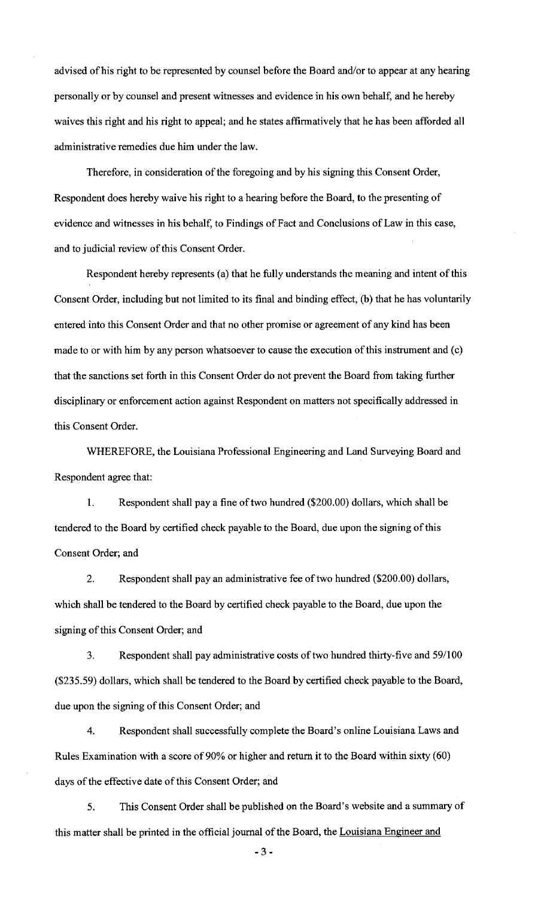advised of his right to be represented by counsel before the Board and/or to appear at any hearing personally or by counsel and present witnesses and evidence in his own behalf, and he hereby waives this right and his right to appeal; and he states affirmatively that he has been afforded all administrative remedies due him under the law.

Therefore, in consideration of the foregoing and by his signing this Consent Order, Respondent does hereby waive his right to a hearing before the Board, to the presenting of evidence and witnesses in his behalf, to Findings of Fact and Conclusions of Law in this case, and to judicial review of this Consent Order.

Respondent hereby represents (a) that he fully understands the meaning and intent of this Consent Order, including but not limited to its final and binding effect, (b) that he has voluntarily entered into this Consent Order and that no other promise or agreement of any kind has been made to or with him by any person whatsoever to cause the execution of this instrument and (c) that the sanctions set forth in this Consent Order do not prevent the Board from taking further disciplinary or enforcement action against Respondent on matters not specifically addressed in this Consent Order.

WHEREFORE, the Louisiana Professional Engineering and Land Surveying Board and Respondent agree that:

1. Respondent shall pay a fine of two hundred ($200.00) dollars, which shall be tendered to the Board by certified check payable to the Board, due upon the signing of this Consent Order; and

2. Respondent shall pay an administrative fee of two hundred ($200.00) dollars, which shall be tendered to the Board by certified check payable to the Board, due upon the signing of this Consent Order; and

3. Respondent shall pay administrative costs of two hundred thirty-five and 59/100 ($235.59) dollars, which shall be tendered to the Board by certified check payable to the Board, due upon the signing of this Consent Order; and

4. Respondent shall successfully complete the Board's online Louisiana Laws and Rules Examination with a score of 90% or higher and return it to the Board within sixty (60) days of the effective date of this Consent Order; and

5. This Consent Order shall be published on the Board's website and a summary of this matter shall be printed in the official journal of the Board, the Louisiana Engineer and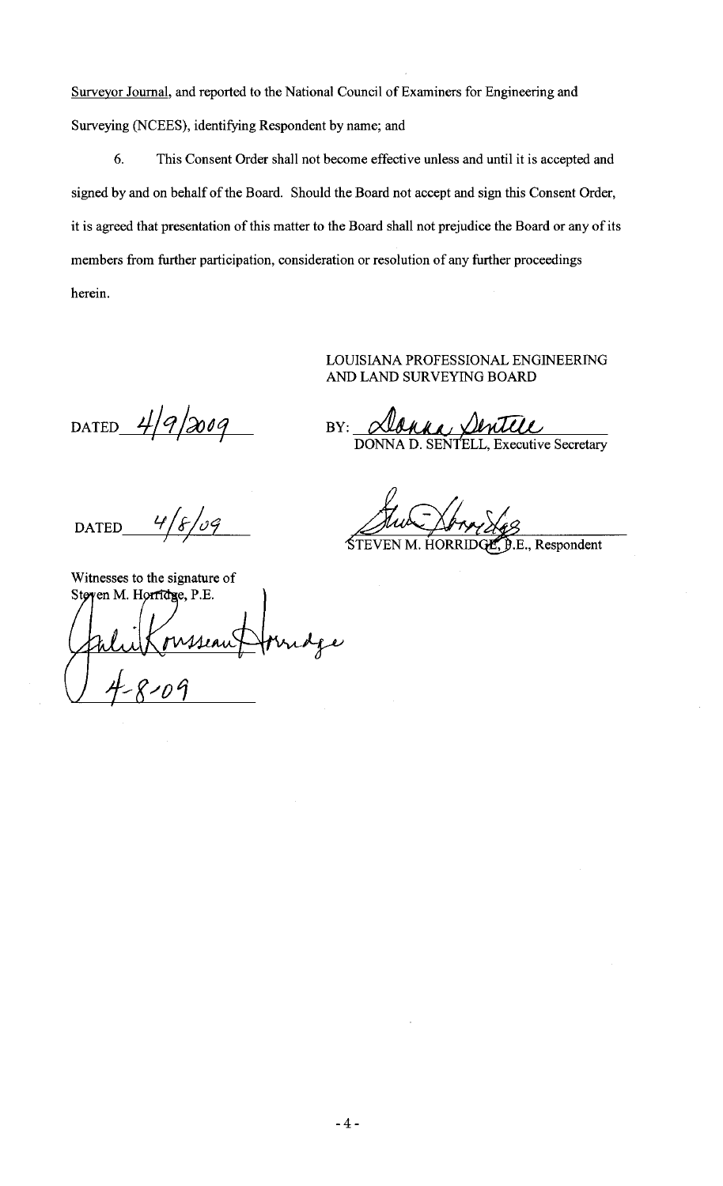Surveyor Journal, and reported to the National Council of Examiners for Engineering and Surveying (NCEES), identifying Respondent by name; and

6. This Consent Order shall not become effective unless and until it is accepted and signed by and on behalf of the Board. Should the Board not accept and sign this Consent Order, it is agreed that presentation of this matter to the Board shall not prejudice the Board or any of its members from further participation, consideration or resolution of any further proceedings herein.

LOUISIANA PROFESSIONAL ENGINEERING AND LAND SURVEYING BOARD

DATED 4/9/2009

BY: Donna Sentell
DONNA D. SENTELL, Executive Secretary

DATED 4/8/09

Steven M. Horridge
STEVEN M. HORRIDGE, P.E., Respondent

Witnesses to the signature of
Steven M. Horridge, P.E.

Julie Rousseau Horridge
4-8-09